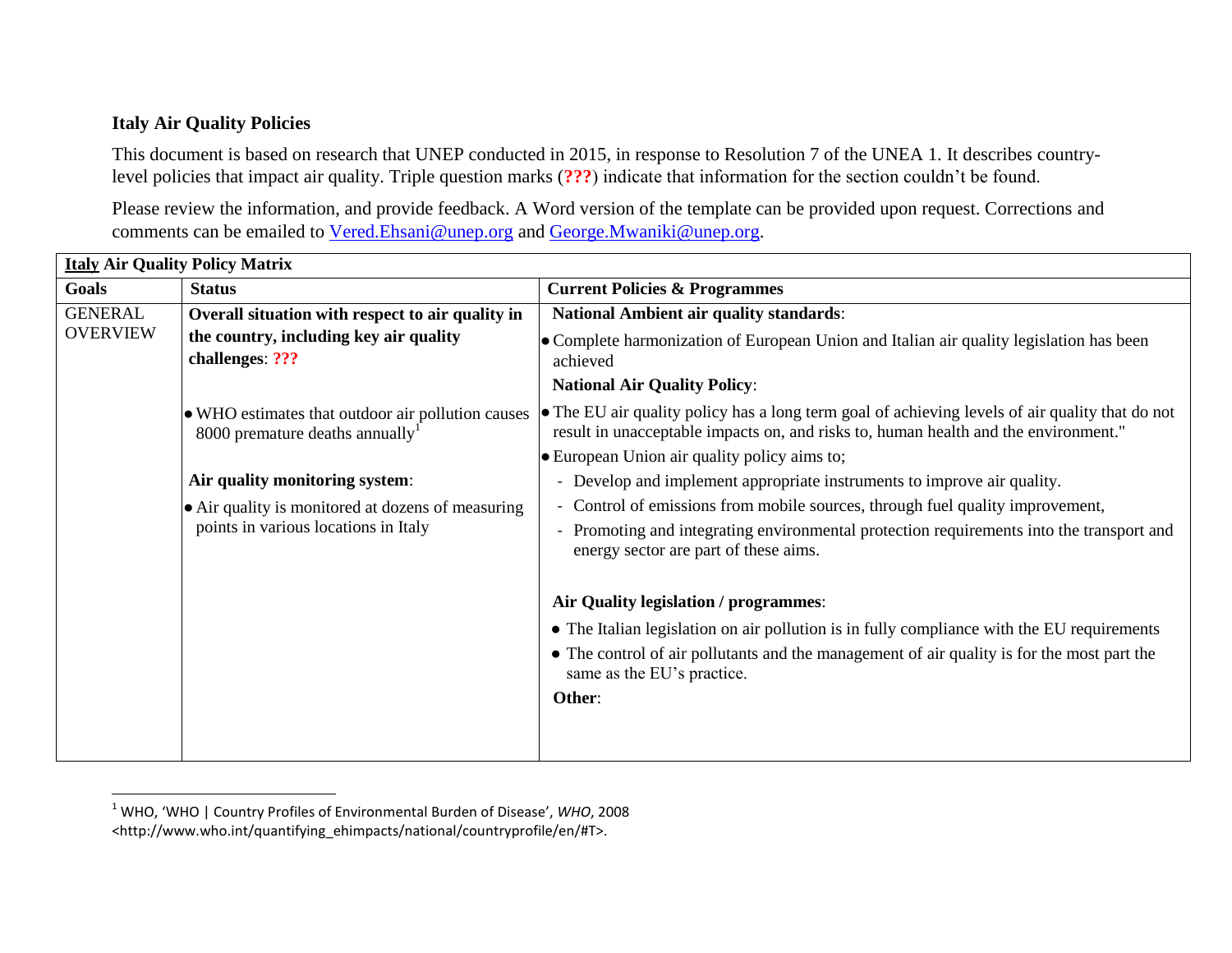**Italy Air Quality Policies**

This document is based on research that UNEP conducted in 2015, in response to Resolution 7 of the UNEA 1. It describes country-level policies that impact air quality. Triple question marks (**???**) indicate that information for the section couldn't be found.

Please review the information, and provide feedback. A Word version of the template can be provided upon request. Corrections and comments can be emailed to [Vered.Ehsani@unep.org](mailto:Vered.Ehsani@unep.org) and [George.Mwaniki@unep.org](mailto:George.Mwaniki@unep.org).

| **Italy Air Quality Policy Matrix** | | |
|---|---|---|
| **Goals** | **Status** | **Current Policies & Programmes** |
| GENERAL OVERVIEW | **Overall situation with respect to air quality in the country, including key air quality challenges**: **???**<br><br>• WHO estimates that outdoor air pollution causes 8000 premature deaths annually[1]<br><br>**Air quality monitoring system**:<br>• Air quality is monitored at dozens of measuring points in various locations in Italy | **National Ambient air quality standards**:<br>• Complete harmonization of European Union and Italian air quality legislation has been achieved<br>**National Air Quality Policy**:<br>• The EU air quality policy has a long term goal of achieving levels of air quality that do not result in unacceptable impacts on, and risks to, human health and the environment."<br>• European Union air quality policy aims to;<br>- Develop and implement appropriate instruments to improve air quality.<br>- Control of emissions from mobile sources, through fuel quality improvement,<br>- Promoting and integrating environmental protection requirements into the transport and energy sector are part of these aims.<br><br>**Air Quality legislation / programmes**:<br>• The Italian legislation on air pollution is in fully compliance with the EU requirements<br>• The control of air pollutants and the management of air quality is for the most part the same as the EU's practice.<br>**Other**: |

[1] WHO, 'WHO | Country Profiles of Environmental Burden of Disease', *WHO*, 2008 <http://www.who.int/quantifying_ehimpacts/national/countryprofile/en/#T>.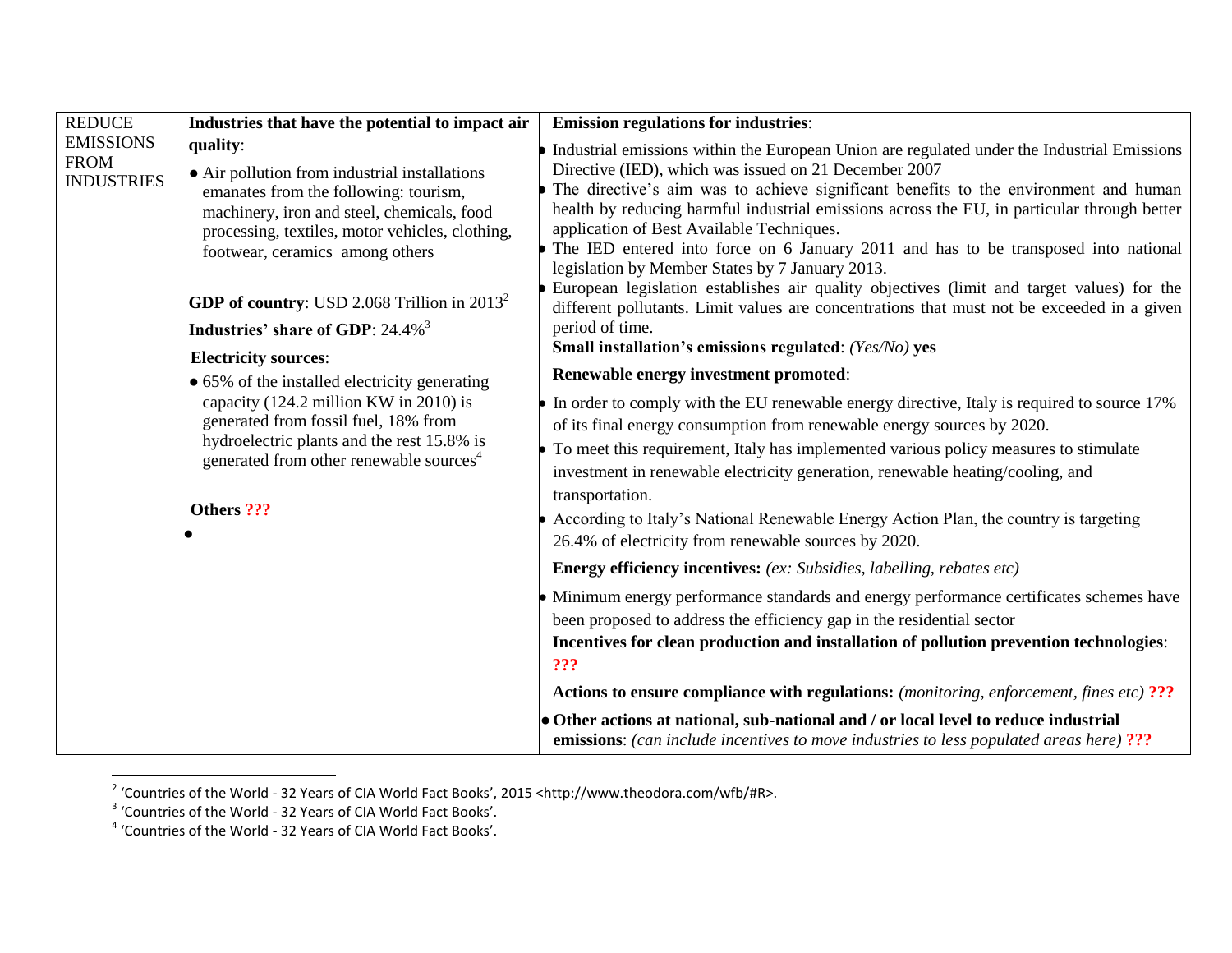| REDUCE EMISSIONS FROM INDUSTRIES | **Industries that have the potential to impact air quality**:<br>• Air pollution from industrial installations emanates from the following: tourism, machinery, iron and steel, chemicals, food processing, textiles, motor vehicles, clothing, footwear, ceramics among others<br><br>**GDP of country**: USD 2.068 Trillion in 2013[2]<br>**Industries' share of GDP**: 24.4%[3]<br>**Electricity sources**:<br>• 65% of the installed electricity generating capacity (124.2 million KW in 2010) is generated from fossil fuel, 18% from hydroelectric plants and the rest 15.8% is generated from other renewable sources[4]<br><br>**Others ???**<br>• | **Emission regulations for industries**:<br>• Industrial emissions within the European Union are regulated under the Industrial Emissions Directive (IED), which was issued on 21 December 2007<br>• The directive's aim was to achieve significant benefits to the environment and human health by reducing harmful industrial emissions across the EU, in particular through better application of Best Available Techniques.<br>• The IED entered into force on 6 January 2011 and has to be transposed into national legislation by Member States by 7 January 2013.<br>• European legislation establishes air quality objectives (limit and target values) for the different pollutants. Limit values are concentrations that must not be exceeded in a given period of time.<br>**Small installation's emissions regulated**: *(Yes/No)* **yes**<br>**Renewable energy investment promoted**:<br>• In order to comply with the EU renewable energy directive, Italy is required to source 17% of its final energy consumption from renewable energy sources by 2020.<br>• To meet this requirement, Italy has implemented various policy measures to stimulate investment in renewable electricity generation, renewable heating/cooling, and transportation.<br>• According to Italy's National Renewable Energy Action Plan, the country is targeting 26.4% of electricity from renewable sources by 2020.<br>**Energy efficiency incentives:** *(ex: Subsidies, labelling, rebates etc)*<br>• Minimum energy performance standards and energy performance certificates schemes have been proposed to address the efficiency gap in the residential sector<br>**Incentives for clean production and installation of pollution prevention technologies**: **???**<br>**Actions to ensure compliance with regulations:** *(monitoring, enforcement, fines etc)* **???**<br>• **Other actions at national, sub-national and / or local level to reduce industrial emissions**: *(can include incentives to move industries to less populated areas here)* **???** |
|---|---|---|

[2] 'Countries of the World - 32 Years of CIA World Fact Books', 2015 <http://www.theodora.com/wfb/#R>.

[3] 'Countries of the World - 32 Years of CIA World Fact Books'.

[4] 'Countries of the World - 32 Years of CIA World Fact Books'.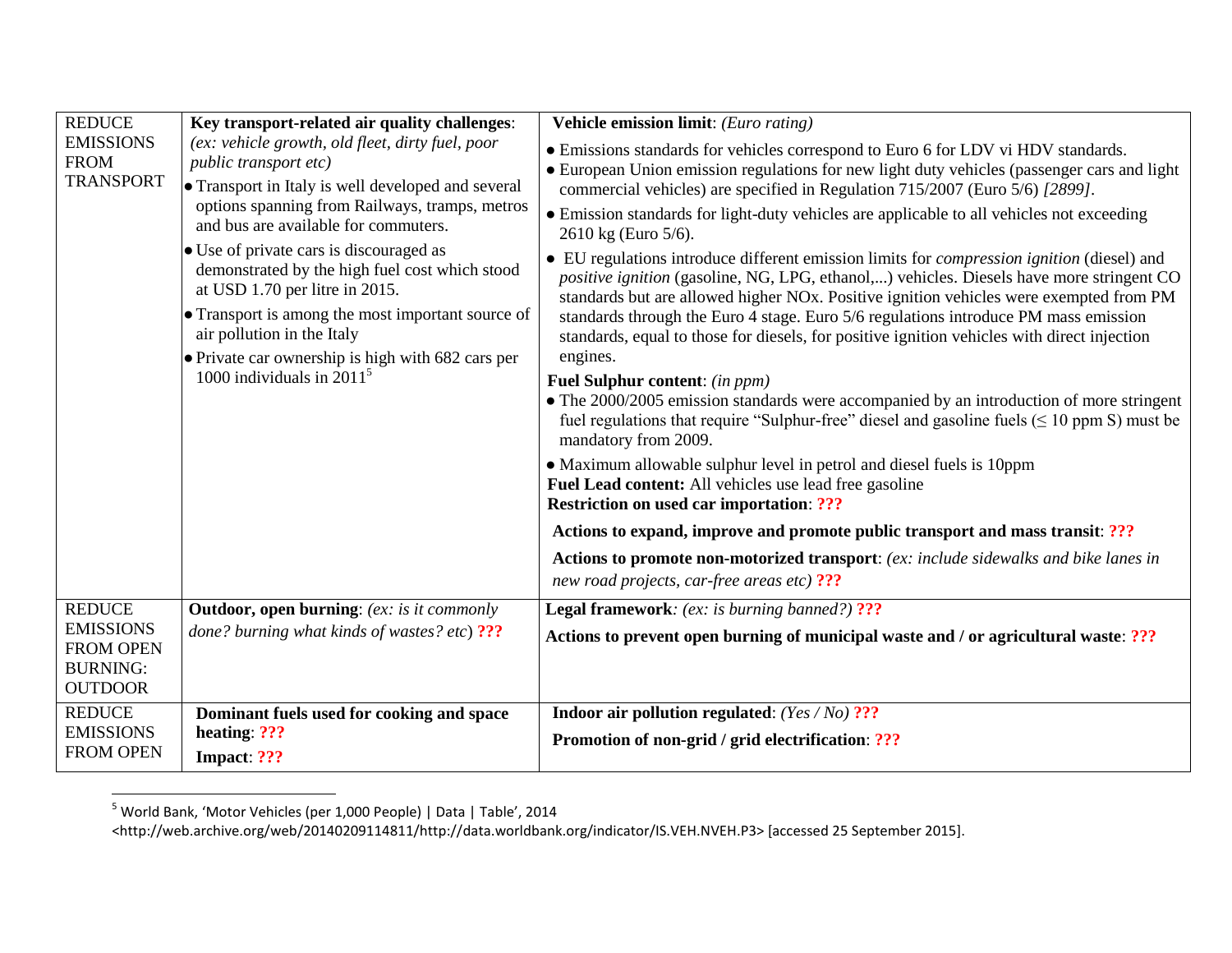| | | |
|---|---|---|
| REDUCE EMISSIONS FROM TRANSPORT | **Key transport-related air quality challenges**: *(ex: vehicle growth, old fleet, dirty fuel, poor public transport etc)*<br>• Transport in Italy is well developed and several options spanning from Railways, tramps, metros and bus are available for commuters.<br>• Use of private cars is discouraged as demonstrated by the high fuel cost which stood at USD 1.70 per litre in 2015.<br>• Transport is among the most important source of air pollution in the Italy<br>• Private car ownership is high with 682 cars per 1000 individuals in 2011[5] | **Vehicle emission limit**: *(Euro rating)*<br>• Emissions standards for vehicles correspond to Euro 6 for LDV vi HDV standards.<br>• European Union emission regulations for new light duty vehicles (passenger cars and light commercial vehicles) are specified in Regulation 715/2007 (Euro 5/6) *[2899]*.<br>• Emission standards for light-duty vehicles are applicable to all vehicles not exceeding 2610 kg (Euro 5/6).<br>• EU regulations introduce different emission limits for *compression ignition* (diesel) and *positive ignition* (gasoline, NG, LPG, ethanol,...) vehicles. Diesels have more stringent CO standards but are allowed higher NOx. Positive ignition vehicles were exempted from PM standards through the Euro 4 stage. Euro 5/6 regulations introduce PM mass emission standards, equal to those for diesels, for positive ignition vehicles with direct injection engines.<br>**Fuel Sulphur content**: *(in ppm)*<br>• The 2000/2005 emission standards were accompanied by an introduction of more stringent fuel regulations that require "Sulphur-free" diesel and gasoline fuels (≤ 10 ppm S) must be mandatory from 2009.<br>• Maximum allowable sulphur level in petrol and diesel fuels is 10ppm<br>**Fuel Lead content:** All vehicles use lead free gasoline<br>**Restriction on used car importation**: **???**<br>**Actions to expand, improve and promote public transport and mass transit**: **???**<br>**Actions to promote non-motorized transport**: *(ex: include sidewalks and bike lanes in new road projects, car-free areas etc)* **???** |
| REDUCE EMISSIONS FROM OPEN BURNING: OUTDOOR | **Outdoor, open burning**: *(ex: is it commonly done? burning what kinds of wastes? etc)* **???** | **Legal framework**: *(ex: is burning banned?)* **???**<br>**Actions to prevent open burning of municipal waste and / or agricultural waste**: **???** |
| REDUCE EMISSIONS FROM OPEN | **Dominant fuels used for cooking and space heating**: **???**<br>**Impact**: **???** | **Indoor air pollution regulated**: *(Yes / No)* **???**<br>**Promotion of non-grid / grid electrification**: **???** |

[5] World Bank, 'Motor Vehicles (per 1,000 People) | Data | Table', 2014 <http://web.archive.org/web/20140209114811/http://data.worldbank.org/indicator/IS.VEH.NVEH.P3> [accessed 25 September 2015].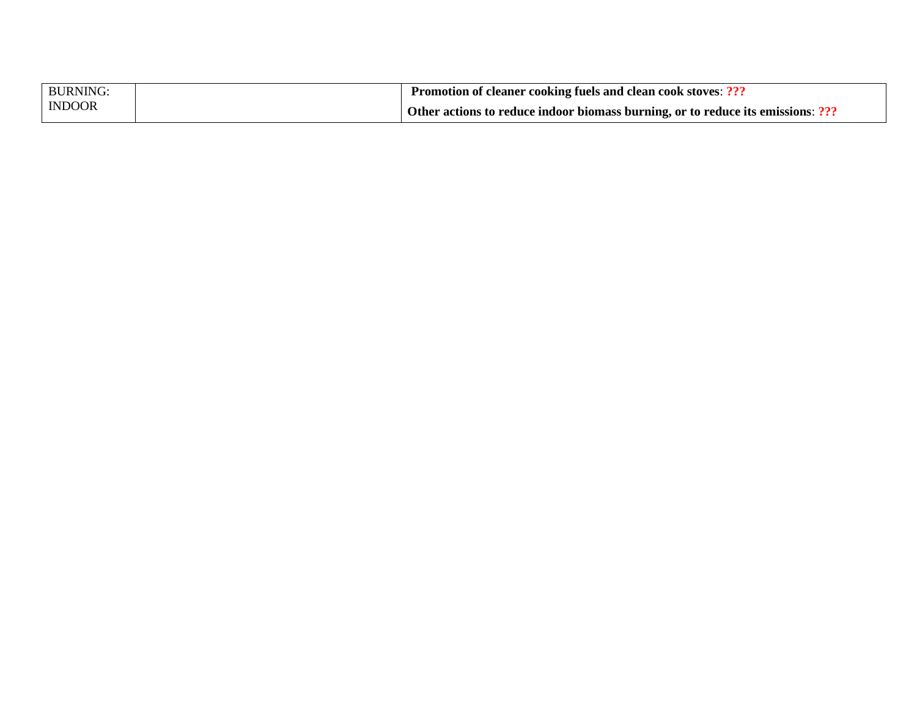| | | |
|---|---|---|
| BURNING: INDOOR | | **Promotion of cleaner cooking fuels and clean cook stoves**: **???**<br>**Other actions to reduce indoor biomass burning, or to reduce its emissions**: **???** |